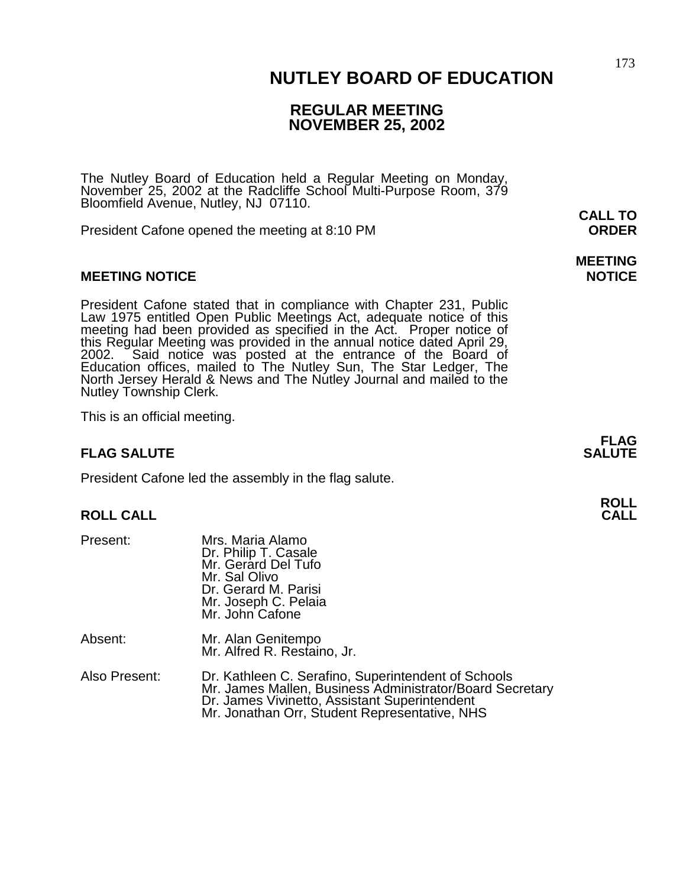# NUTLEY BOARD OF EDUCATION

## REGULAR MEETING
## NOVEMBER 25, 2002

The Nutley Board of Education held a Regular Meeting on Monday, November 25, 2002 at the Radcliffe School Multi-Purpose Room, 379 Bloomfield Avenue, Nutley, NJ 07110.

**CALL TO ORDER**

President Cafone opened the meeting at 8:10 PM

**MEETING NOTICE**

### MEETING NOTICE

President Cafone stated that in compliance with Chapter 231, Public Law 1975 entitled Open Public Meetings Act, adequate notice of this meeting had been provided as specified in the Act. Proper notice of this Regular Meeting was provided in the annual notice dated April 29, 2002. Said notice was posted at the entrance of the Board of Education offices, mailed to The Nutley Sun, The Star Ledger, The North Jersey Herald & News and The Nutley Journal and mailed to the Nutley Township Clerk.

This is an official meeting.

**FLAG SALUTE**

### FLAG SALUTE

President Cafone led the assembly in the flag salute.

**ROLL CALL**

### ROLL CALL

Present:
- Mrs. Maria Alamo
- Dr. Philip T. Casale
- Mr. Gerard Del Tufo
- Mr. Sal Olivo
- Dr. Gerard M. Parisi
- Mr. Joseph C. Pelaia
- Mr. John Cafone

Absent:
- Mr. Alan Genitempo
- Mr. Alfred R. Restaino, Jr.

Also Present:
- Dr. Kathleen C. Serafino, Superintendent of Schools
- Mr. James Mallen, Business Administrator/Board Secretary
- Dr. James Vivinetto, Assistant Superintendent
- Mr. Jonathan Orr, Student Representative, NHS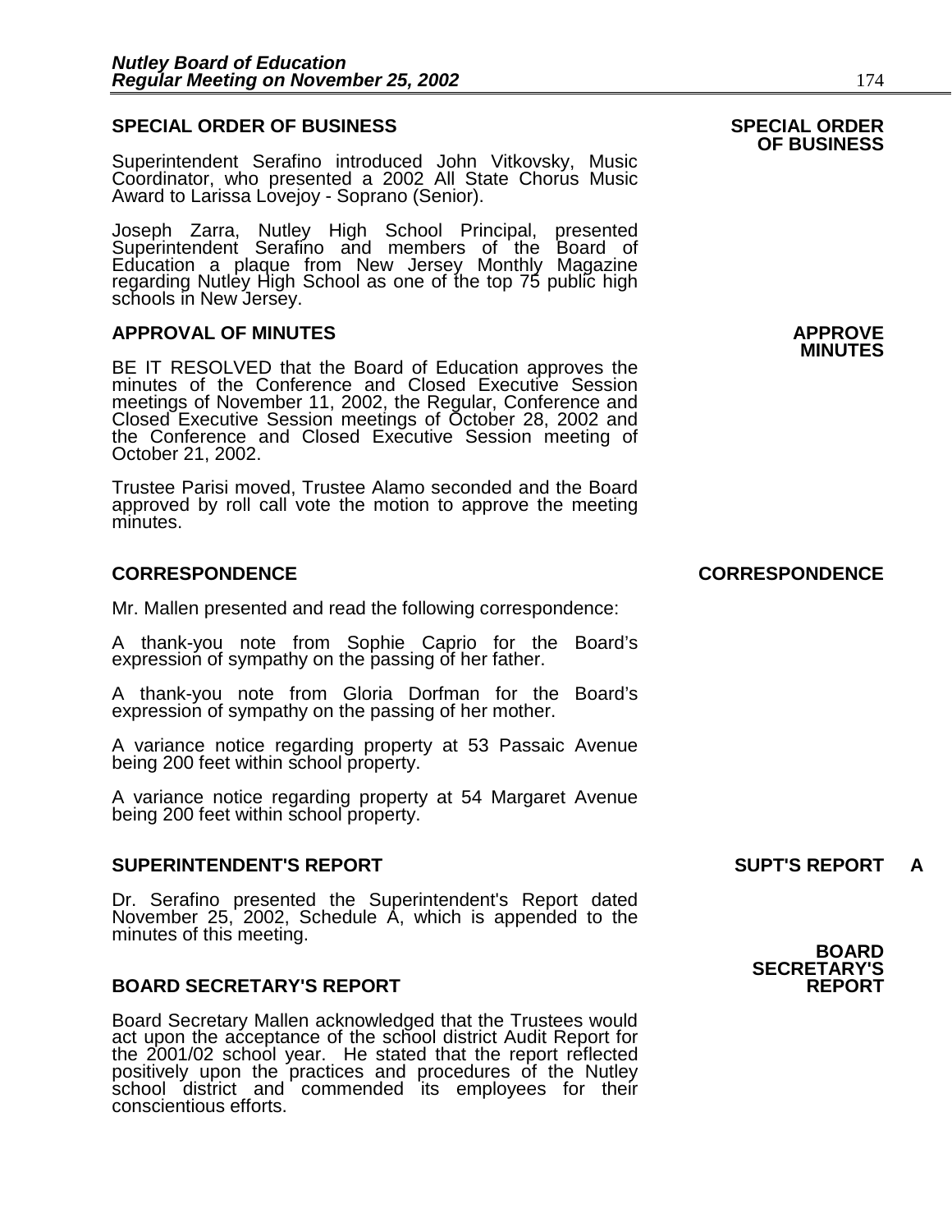## SPECIAL ORDER OF BUSINESS

**SPECIAL ORDER OF BUSINESS**

Superintendent Serafino introduced John Vitkovsky, Music Coordinator, who presented a 2002 All State Chorus Music Award to Larissa Lovejoy - Soprano (Senior).

Joseph Zarra, Nutley High School Principal, presented Superintendent Serafino and members of the Board of Education a plaque from New Jersey Monthly Magazine regarding Nutley High School as one of the top 75 public high schools in New Jersey.

## APPROVAL OF MINUTES

**APPROVE MINUTES**

BE IT RESOLVED that the Board of Education approves the minutes of the Conference and Closed Executive Session meetings of November 11, 2002, the Regular, Conference and Closed Executive Session meetings of October 28, 2002 and the Conference and Closed Executive Session meeting of October 21, 2002.

Trustee Parisi moved, Trustee Alamo seconded and the Board approved by roll call vote the motion to approve the meeting minutes.

## CORRESPONDENCE

**CORRESPONDENCE**

Mr. Mallen presented and read the following correspondence:

A thank-you note from Sophie Caprio for the Board's expression of sympathy on the passing of her father.

A thank-you note from Gloria Dorfman for the Board's expression of sympathy on the passing of her mother.

A variance notice regarding property at 53 Passaic Avenue being 200 feet within school property.

A variance notice regarding property at 54 Margaret Avenue being 200 feet within school property.

## SUPERINTENDENT'S REPORT

**SUPT'S REPORT A**

Dr. Serafino presented the Superintendent's Report dated November 25, 2002, Schedule A, which is appended to the minutes of this meeting.

## BOARD SECRETARY'S REPORT

**BOARD SECRETARY'S REPORT**

Board Secretary Mallen acknowledged that the Trustees would act upon the acceptance of the school district Audit Report for the 2001/02 school year. He stated that the report reflected positively upon the practices and procedures of the Nutley school district and commended its employees for their conscientious efforts.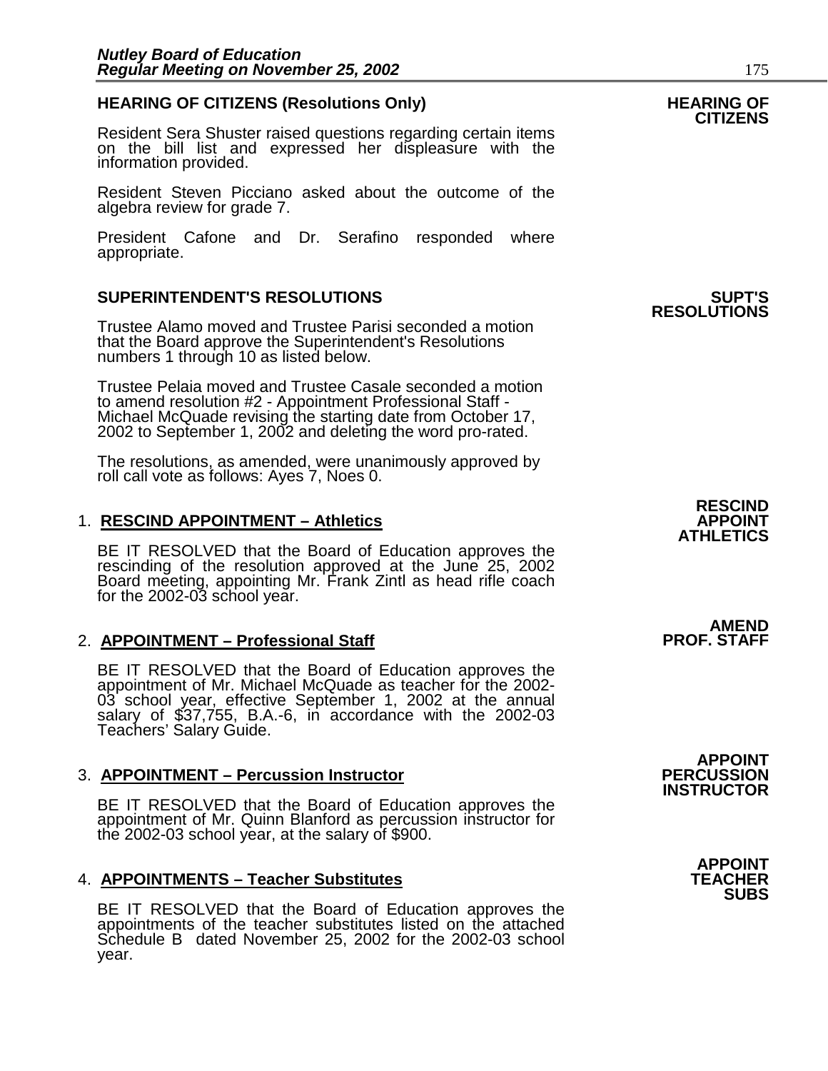## HEARING OF CITIZENS (Resolutions Only)

**HEARING OF CITIZENS**

Resident Sera Shuster raised questions regarding certain items on the bill list and expressed her displeasure with the information provided.

Resident Steven Picciano asked about the outcome of the algebra review for grade 7.

President Cafone and Dr. Serafino responded where appropriate.

## SUPERINTENDENT'S RESOLUTIONS

**SUPT'S RESOLUTIONS**

Trustee Alamo moved and Trustee Parisi seconded a motion that the Board approve the Superintendent's Resolutions numbers 1 through 10 as listed below.

Trustee Pelaia moved and Trustee Casale seconded a motion to amend resolution #2 - Appointment Professional Staff - Michael McQuade revising the starting date from October 17, 2002 to September 1, 2002 and deleting the word pro-rated.

The resolutions, as amended, were unanimously approved by roll call vote as follows: Ayes 7, Noes 0.

**RESCIND APPOINT ATHLETICS**

1. **RESCIND APPOINTMENT – Athletics**

   BE IT RESOLVED that the Board of Education approves the rescinding of the resolution approved at the June 25, 2002 Board meeting, appointing Mr. Frank Zintl as head rifle coach for the 2002-03 school year.

**AMEND PROF. STAFF**

2. **APPOINTMENT – Professional Staff**

   BE IT RESOLVED that the Board of Education approves the appointment of Mr. Michael McQuade as teacher for the 2002-03 school year, effective September 1, 2002 at the annual salary of $37,755, B.A.-6, in accordance with the 2002-03 Teachers' Salary Guide.

**APPOINT PERCUSSION INSTRUCTOR**

3. **APPOINTMENT – Percussion Instructor**

   BE IT RESOLVED that the Board of Education approves the appointment of Mr. Quinn Blanford as percussion instructor for the 2002-03 school year, at the salary of $900.

**APPOINT TEACHER SUBS**

4. **APPOINTMENTS – Teacher Substitutes**

   BE IT RESOLVED that the Board of Education approves the appointments of the teacher substitutes listed on the attached Schedule B dated November 25, 2002 for the 2002-03 school year.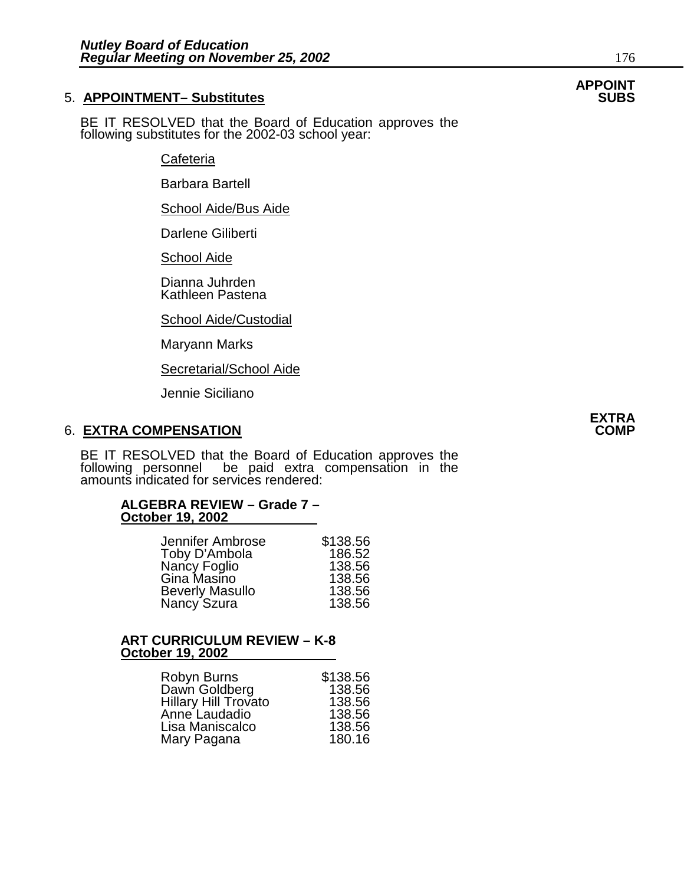## 5. APPOINTMENT– Substitutes

**APPOINT SUBS**

BE IT RESOLVED that the Board of Education approves the following substitutes for the 2002-03 school year:

Cafeteria

Barbara Bartell

School Aide/Bus Aide

Darlene Giliberti

School Aide

Dianna Juhrden
Kathleen Pastena

School Aide/Custodial

Maryann Marks

Secretarial/School Aide

Jennie Siciliano

## 6. EXTRA COMPENSATION

**EXTRA COMP**

BE IT RESOLVED that the Board of Education approves the following personnel be paid extra compensation in the amounts indicated for services rendered:

**ALGEBRA REVIEW – Grade 7 – October 19, 2002**

| | |
|---|---|
| Jennifer Ambrose | $138.56 |
| Toby D'Ambola | 186.52 |
| Nancy Foglio | 138.56 |
| Gina Masino | 138.56 |
| Beverly Masullo | 138.56 |
| Nancy Szura | 138.56 |

**ART CURRICULUM REVIEW – K-8 October 19, 2002**

| | |
|---|---|
| Robyn Burns | $138.56 |
| Dawn Goldberg | 138.56 |
| Hillary Hill Trovato | 138.56 |
| Anne Laudadio | 138.56 |
| Lisa Maniscalco | 138.56 |
| Mary Pagana | 180.16 |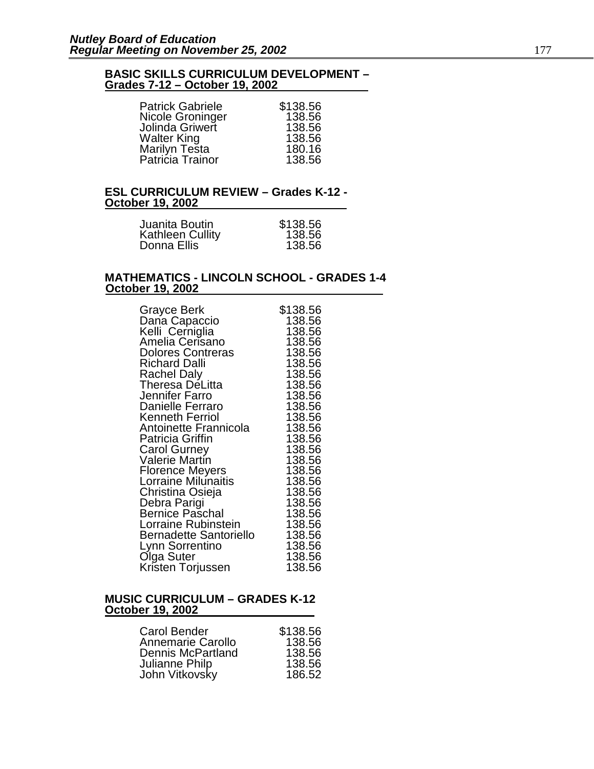**BASIC SKILLS CURRICULUM DEVELOPMENT – Grades 7-12 – October 19, 2002**

| | |
|---|---|
| Patrick Gabriele | $138.56 |
| Nicole Groninger | 138.56 |
| Jolinda Griwert | 138.56 |
| Walter King | 138.56 |
| Marilyn Testa | 180.16 |
| Patricia Trainor | 138.56 |

**ESL CURRICULUM REVIEW – Grades K-12 - October 19, 2002**

| | |
|---|---|
| Juanita Boutin | $138.56 |
| Kathleen Cullity | 138.56 |
| Donna Ellis | 138.56 |

**MATHEMATICS - LINCOLN SCHOOL - GRADES 1-4 October 19, 2002**

| | |
|---|---|
| Grayce Berk | $138.56 |
| Dana Capaccio | 138.56 |
| Kelli Cerniglia | 138.56 |
| Amelia Cerisano | 138.56 |
| Dolores Contreras | 138.56 |
| Richard Dalli | 138.56 |
| Rachel Daly | 138.56 |
| Theresa DeLitta | 138.56 |
| Jennifer Farro | 138.56 |
| Danielle Ferraro | 138.56 |
| Kenneth Ferriol | 138.56 |
| Antoinette Frannicola | 138.56 |
| Patricia Griffin | 138.56 |
| Carol Gurney | 138.56 |
| Valerie Martin | 138.56 |
| Florence Meyers | 138.56 |
| Lorraine Milunaitis | 138.56 |
| Christina Osieja | 138.56 |
| Debra Parigi | 138.56 |
| Bernice Paschal | 138.56 |
| Lorraine Rubinstein | 138.56 |
| Bernadette Santoriello | 138.56 |
| Lynn Sorrentino | 138.56 |
| Olga Suter | 138.56 |
| Kristen Torjussen | 138.56 |

**MUSIC CURRICULUM – GRADES K-12 October 19, 2002**

| | |
|---|---|
| Carol Bender | $138.56 |
| Annemarie Carollo | 138.56 |
| Dennis McPartland | 138.56 |
| Julianne Philp | 138.56 |
| John Vitkovsky | 186.52 |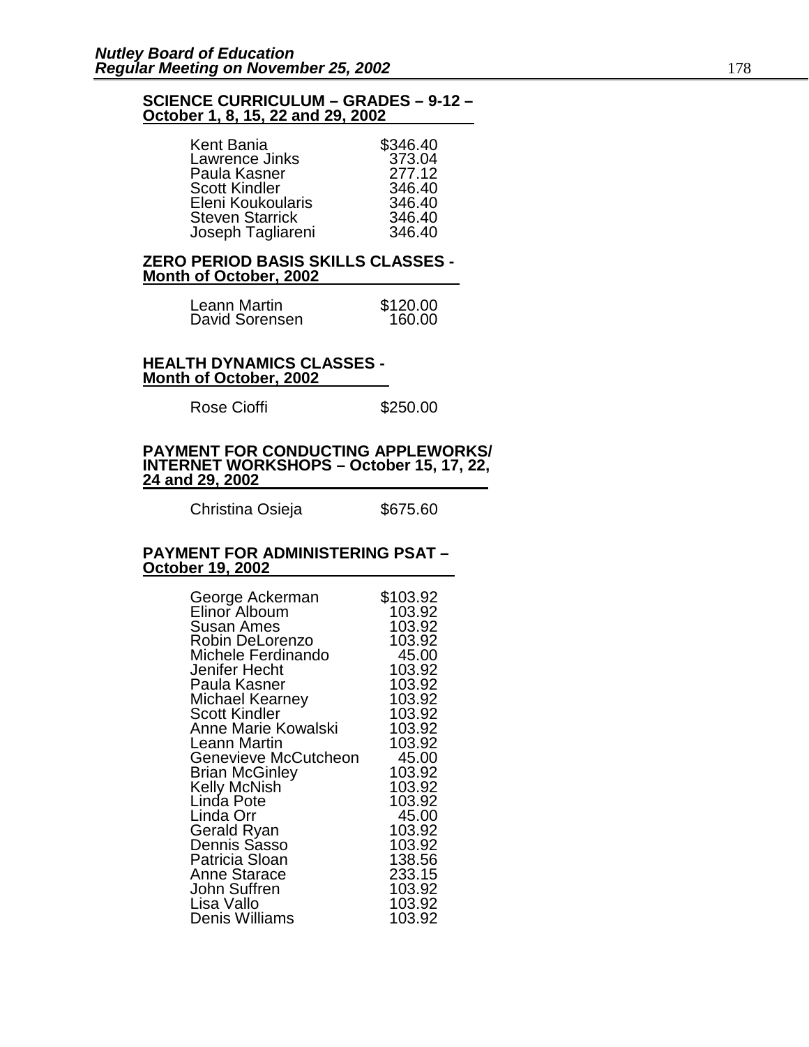**SCIENCE CURRICULUM – GRADES – 9-12 – October 1, 8, 15, 22 and 29, 2002**

| | |
|---|---|
| Kent Bania | $346.40 |
| Lawrence Jinks | 373.04 |
| Paula Kasner | 277.12 |
| Scott Kindler | 346.40 |
| Eleni Koukoularis | 346.40 |
| Steven Starrick | 346.40 |
| Joseph Tagliareni | 346.40 |

**ZERO PERIOD BASIS SKILLS CLASSES - Month of October, 2002**

| | |
|---|---|
| Leann Martin | $120.00 |
| David Sorensen | 160.00 |

**HEALTH DYNAMICS CLASSES - Month of October, 2002**

| | |
|---|---|
| Rose Cioffi | $250.00 |

**PAYMENT FOR CONDUCTING APPLEWORKS/ INTERNET WORKSHOPS – October 15, 17, 22, 24 and 29, 2002**

| | |
|---|---|
| Christina Osieja | $675.60 |

**PAYMENT FOR ADMINISTERING PSAT – October 19, 2002**

| | |
|---|---|
| George Ackerman | $103.92 |
| Elinor Alboum | 103.92 |
| Susan Ames | 103.92 |
| Robin DeLorenzo | 103.92 |
| Michele Ferdinando | 45.00 |
| Jenifer Hecht | 103.92 |
| Paula Kasner | 103.92 |
| Michael Kearney | 103.92 |
| Scott Kindler | 103.92 |
| Anne Marie Kowalski | 103.92 |
| Leann Martin | 103.92 |
| Genevieve McCutcheon | 45.00 |
| Brian McGinley | 103.92 |
| Kelly McNish | 103.92 |
| Linda Pote | 103.92 |
| Linda Orr | 45.00 |
| Gerald Ryan | 103.92 |
| Dennis Sasso | 103.92 |
| Patricia Sloan | 138.56 |
| Anne Starace | 233.15 |
| John Suffren | 103.92 |
| Lisa Vallo | 103.92 |
| Denis Williams | 103.92 |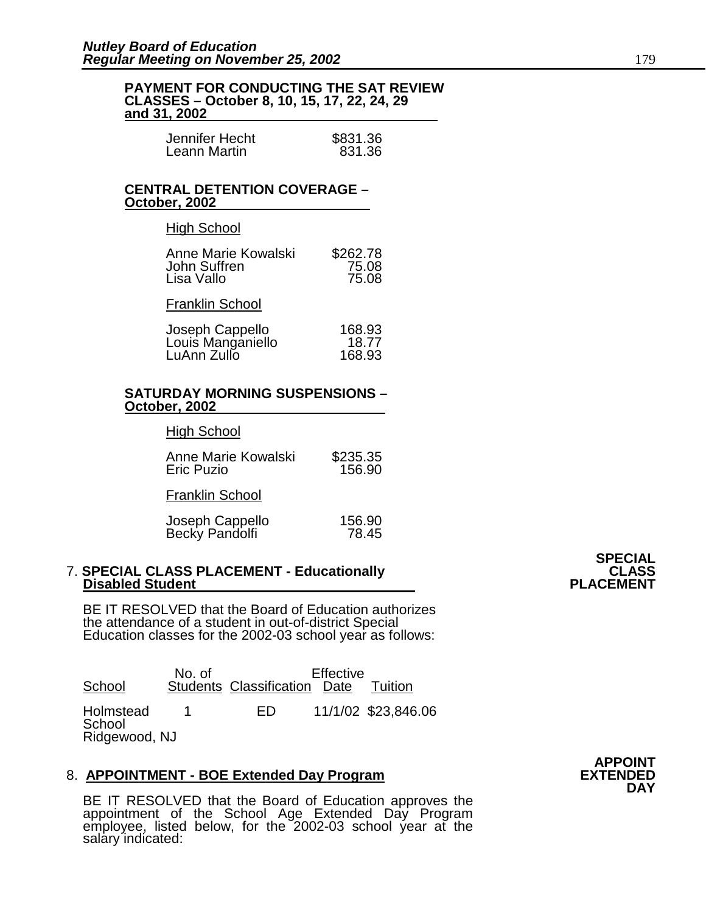**PAYMENT FOR CONDUCTING THE SAT REVIEW CLASSES – October 8, 10, 15, 17, 22, 24, 29 and 31, 2002**

| | |
|---|---|
| Jennifer Hecht | $831.36 |
| Leann Martin | 831.36 |

**CENTRAL DETENTION COVERAGE – October, 2002**

High School

| | |
|---|---|
| Anne Marie Kowalski | $262.78 |
| John Suffren | 75.08 |
| Lisa Vallo | 75.08 |

Franklin School

| | |
|---|---|
| Joseph Cappello | 168.93 |
| Louis Manganiello | 18.77 |
| LuAnn Zullo | 168.93 |

**SATURDAY MORNING SUSPENSIONS – October, 2002**

High School

| | |
|---|---|
| Anne Marie Kowalski | $235.35 |
| Eric Puzio | 156.90 |

Franklin School

| | |
|---|---|
| Joseph Cappello | 156.90 |
| Becky Pandolfi | 78.45 |

**SPECIAL CLASS PLACEMENT**

7. **SPECIAL CLASS PLACEMENT - Educationally Disabled Student**

BE IT RESOLVED that the Board of Education authorizes the attendance of a student in out-of-district Special Education classes for the 2002-03 school year as follows:

| School | No. of Students | Classification | Effective Date | Tuition |
|---|---|---|---|---|
| Holmstead School Ridgewood, NJ | 1 | ED | 11/1/02 | $23,846.06 |

**APPOINT EXTENDED DAY**

8. **APPOINTMENT - BOE Extended Day Program**

BE IT RESOLVED that the Board of Education approves the appointment of the School Age Extended Day Program employee, listed below, for the 2002-03 school year at the salary indicated: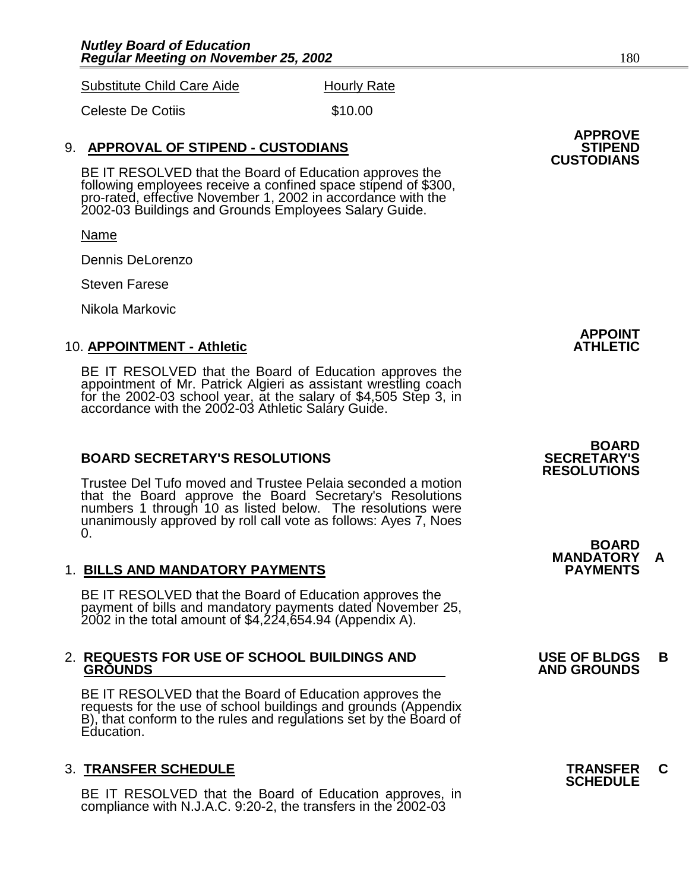| Substitute Child Care Aide | Hourly Rate |
|---|---|
| Celeste De Cotiis | \$10.00 |

**APPROVE STIPEND CUSTODIANS**

9. **APPROVAL OF STIPEND - CUSTODIANS**

BE IT RESOLVED that the Board of Education approves the following employees receive a confined space stipend of \$300, pro-rated, effective November 1, 2002 in accordance with the 2002-03 Buildings and Grounds Employees Salary Guide.

Name

Dennis DeLorenzo

Steven Farese

Nikola Markovic

**APPOINT ATHLETIC**

10. **APPOINTMENT - Athletic**

BE IT RESOLVED that the Board of Education approves the appointment of Mr. Patrick Algieri as assistant wrestling coach for the 2002-03 school year, at the salary of \$4,505 Step 3, in accordance with the 2002-03 Athletic Salary Guide.

**BOARD SECRETARY'S RESOLUTIONS**

## BOARD SECRETARY'S RESOLUTIONS

Trustee Del Tufo moved and Trustee Pelaia seconded a motion that the Board approve the Board Secretary's Resolutions numbers 1 through 10 as listed below. The resolutions were unanimously approved by roll call vote as follows: Ayes 7, Noes 0.

**BOARD MANDATORY PAYMENTS** **A**

1. **BILLS AND MANDATORY PAYMENTS**

BE IT RESOLVED that the Board of Education approves the payment of bills and mandatory payments dated November 25, 2002 in the total amount of \$4,224,654.94 (Appendix A).

**USE OF BLDGS AND GROUNDS** **B**

2. **REQUESTS FOR USE OF SCHOOL BUILDINGS AND GROUNDS**

BE IT RESOLVED that the Board of Education approves the requests for the use of school buildings and grounds (Appendix B), that conform to the rules and regulations set by the Board of Education.

**TRANSFER SCHEDULE** **C**

3. **TRANSFER SCHEDULE**

BE IT RESOLVED that the Board of Education approves, in compliance with N.J.A.C. 9:20-2, the transfers in the 2002-03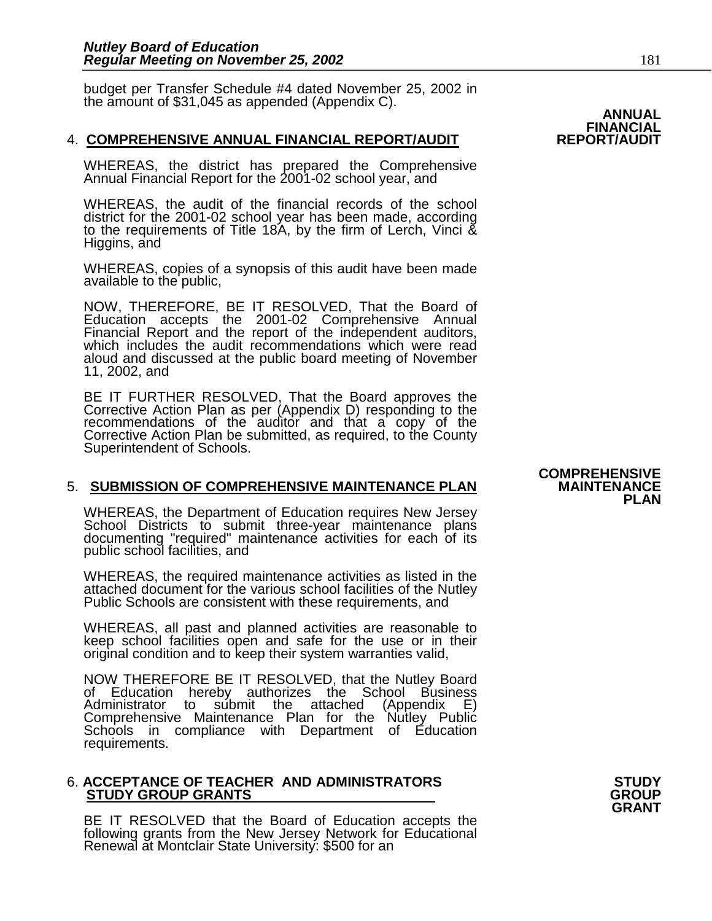budget per Transfer Schedule #4 dated November 25, 2002 in the amount of $31,045 as appended (Appendix C).

**ANNUAL FINANCIAL REPORT/AUDIT**

4. **COMPREHENSIVE ANNUAL FINANCIAL REPORT/AUDIT**

WHEREAS, the district has prepared the Comprehensive Annual Financial Report for the 2001-02 school year, and

WHEREAS, the audit of the financial records of the school district for the 2001-02 school year has been made, according to the requirements of Title 18A, by the firm of Lerch, Vinci & Higgins, and

WHEREAS, copies of a synopsis of this audit have been made available to the public,

NOW, THEREFORE, BE IT RESOLVED, That the Board of Education accepts the 2001-02 Comprehensive Annual Financial Report and the report of the independent auditors, which includes the audit recommendations which were read aloud and discussed at the public board meeting of November 11, 2002, and

BE IT FURTHER RESOLVED, That the Board approves the Corrective Action Plan as per (Appendix D) responding to the recommendations of the auditor and that a copy of the Corrective Action Plan be submitted, as required, to the County Superintendent of Schools.

**COMPREHENSIVE MAINTENANCE PLAN**

5. **SUBMISSION OF COMPREHENSIVE MAINTENANCE PLAN**

WHEREAS, the Department of Education requires New Jersey School Districts to submit three-year maintenance plans documenting "required" maintenance activities for each of its public school facilities, and

WHEREAS, the required maintenance activities as listed in the attached document for the various school facilities of the Nutley Public Schools are consistent with these requirements, and

WHEREAS, all past and planned activities are reasonable to keep school facilities open and safe for the use or in their original condition and to keep their system warranties valid,

NOW THEREFORE BE IT RESOLVED, that the Nutley Board of Education hereby authorizes the School Business Administrator to submit the attached (Appendix E) Comprehensive Maintenance Plan for the Nutley Public Schools in compliance with Department of Education requirements.

**STUDY GROUP GRANT**

6. **ACCEPTANCE OF TEACHER AND ADMINISTRATORS STUDY GROUP GRANTS**

BE IT RESOLVED that the Board of Education accepts the following grants from the New Jersey Network for Educational Renewal at Montclair State University: $500 for an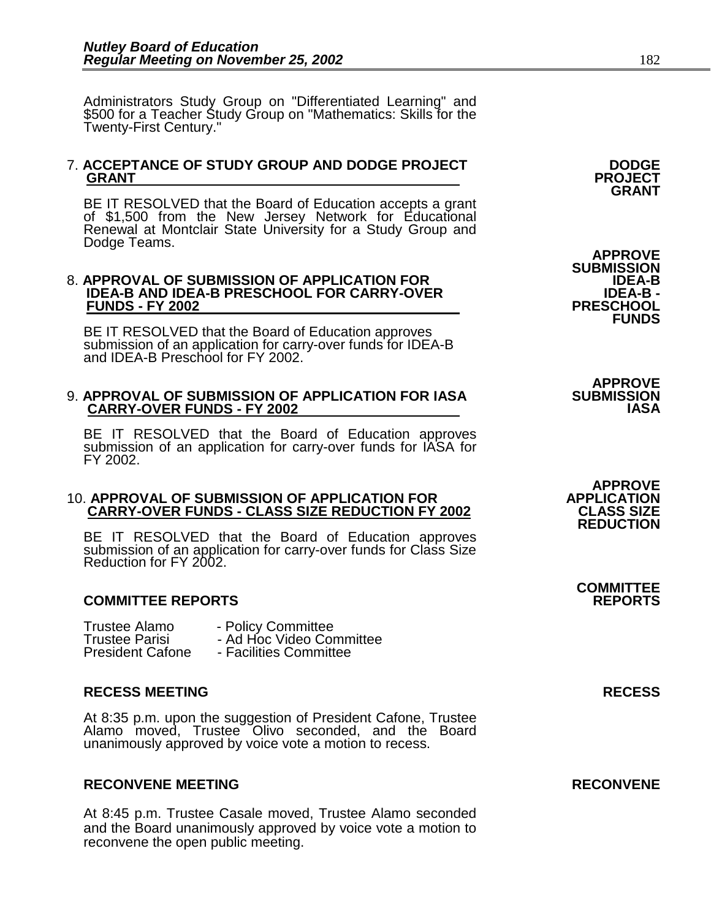Administrators Study Group on "Differentiated Learning" and $500 for a Teacher Study Group on "Mathematics: Skills for the Twenty-First Century."

**7. ACCEPTANCE OF STUDY GROUP AND DODGE PROJECT GRANT** — **DODGE PROJECT GRANT**

BE IT RESOLVED that the Board of Education accepts a grant of $1,500 from the New Jersey Network for Educational Renewal at Montclair State University for a Study Group and Dodge Teams.

**8. APPROVAL OF SUBMISSION OF APPLICATION FOR IDEA-B AND IDEA-B PRESCHOOL FOR CARRY-OVER FUNDS - FY 2002** — **APPROVE SUBMISSION IDEA-B IDEA-B - PRESCHOOL FUNDS**

BE IT RESOLVED that the Board of Education approves submission of an application for carry-over funds for IDEA-B and IDEA-B Preschool for FY 2002.

**9. APPROVAL OF SUBMISSION OF APPLICATION FOR IASA CARRY-OVER FUNDS - FY 2002** — **APPROVE SUBMISSION IASA**

BE IT RESOLVED that the Board of Education approves submission of an application for carry-over funds for IASA for FY 2002.

**10. APPROVAL OF SUBMISSION OF APPLICATION FOR CARRY-OVER FUNDS - CLASS SIZE REDUCTION FY 2002** — **APPROVE APPLICATION CLASS SIZE REDUCTION**

BE IT RESOLVED that the Board of Education approves submission of an application for carry-over funds for Class Size Reduction for FY 2002.

**COMMITTEE REPORTS** — **COMMITTEE REPORTS**

Trustee Alamo - Policy Committee
Trustee Parisi - Ad Hoc Video Committee
President Cafone - Facilities Committee

**RECESS MEETING** — **RECESS**

At 8:35 p.m. upon the suggestion of President Cafone, Trustee Alamo moved, Trustee Olivo seconded, and the Board unanimously approved by voice vote a motion to recess.

**RECONVENE MEETING** — **RECONVENE**

At 8:45 p.m. Trustee Casale moved, Trustee Alamo seconded and the Board unanimously approved by voice vote a motion to reconvene the open public meeting.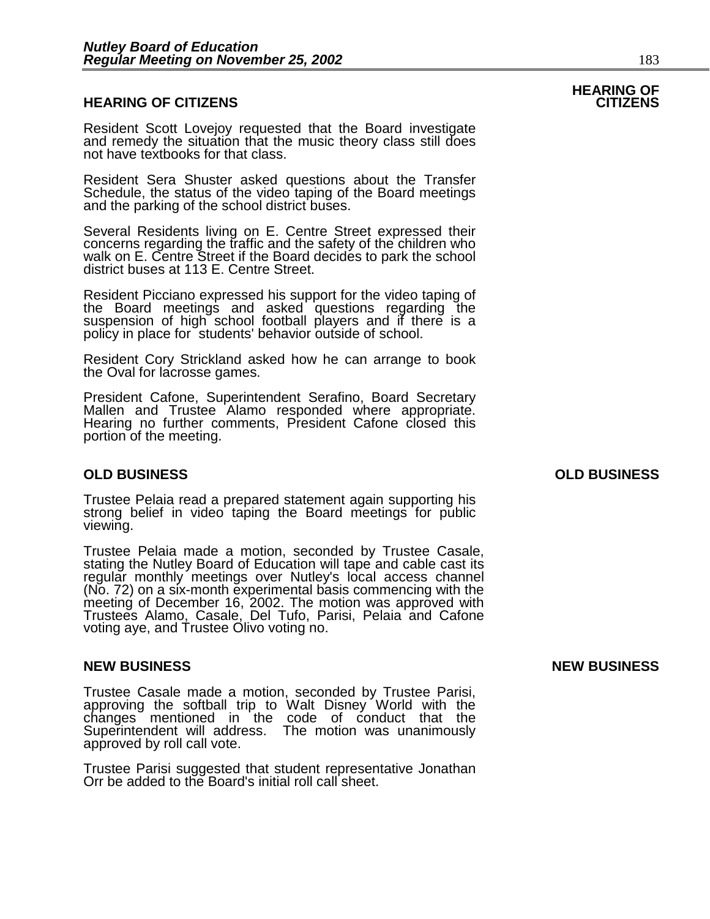## HEARING OF CITIZENS

Resident Scott Lovejoy requested that the Board investigate and remedy the situation that the music theory class still does not have textbooks for that class.

Resident Sera Shuster asked questions about the Transfer Schedule, the status of the video taping of the Board meetings and the parking of the school district buses.

Several Residents living on E. Centre Street expressed their concerns regarding the traffic and the safety of the children who walk on E. Centre Street if the Board decides to park the school district buses at 113 E. Centre Street.

Resident Picciano expressed his support for the video taping of the Board meetings and asked questions regarding the suspension of high school football players and if there is a policy in place for students' behavior outside of school.

Resident Cory Strickland asked how he can arrange to book the Oval for lacrosse games.

President Cafone, Superintendent Serafino, Board Secretary Mallen and Trustee Alamo responded where appropriate. Hearing no further comments, President Cafone closed this portion of the meeting.

## OLD BUSINESS

Trustee Pelaia read a prepared statement again supporting his strong belief in video taping the Board meetings for public viewing.

Trustee Pelaia made a motion, seconded by Trustee Casale, stating the Nutley Board of Education will tape and cable cast its regular monthly meetings over Nutley's local access channel (No. 72) on a six-month experimental basis commencing with the meeting of December 16, 2002. The motion was approved with Trustees Alamo, Casale, Del Tufo, Parisi, Pelaia and Cafone voting aye, and Trustee Olivo voting no.

## NEW BUSINESS

Trustee Casale made a motion, seconded by Trustee Parisi, approving the softball trip to Walt Disney World with the changes mentioned in the code of conduct that the Superintendent will address. The motion was unanimously approved by roll call vote.

Trustee Parisi suggested that student representative Jonathan Orr be added to the Board's initial roll call sheet.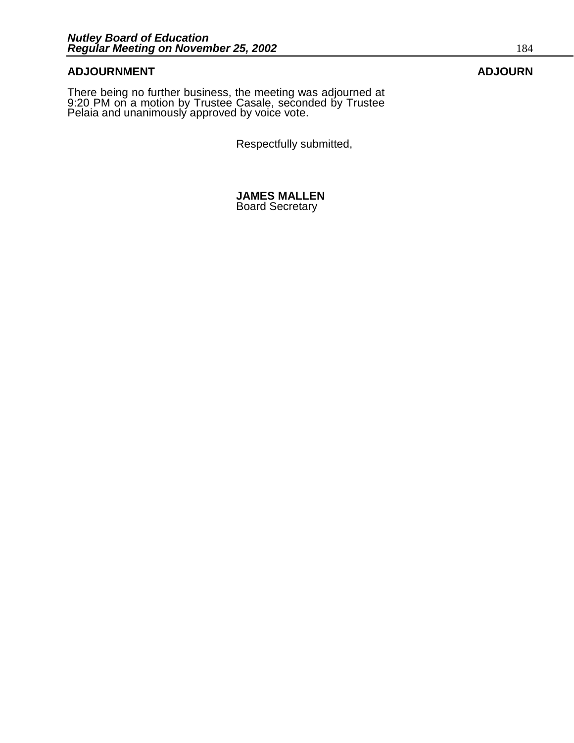**ADJOURNMENT** **ADJOURN**

There being no further business, the meeting was adjourned at 9:20 PM on a motion by Trustee Casale, seconded by Trustee Pelaia and unanimously approved by voice vote.

Respectfully submitted,

**JAMES MALLEN**
Board Secretary